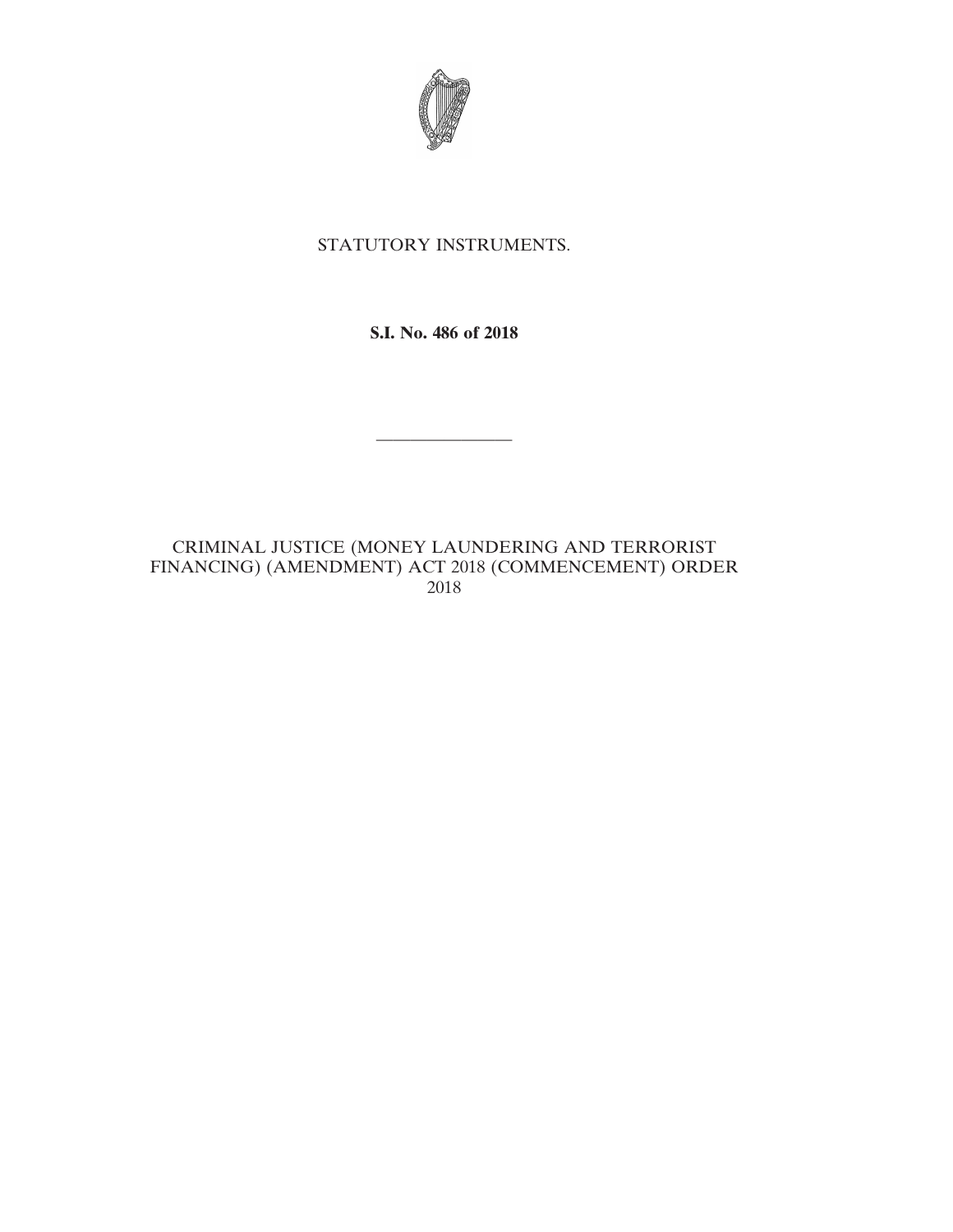STATUTORY INSTRUMENTS.

**S.I. No. 486 of 2018**

---

CRIMINAL JUSTICE (MONEY LAUNDERING AND TERRORIST FINANCING) (AMENDMENT) ACT 2018 (COMMENCEMENT) ORDER 2018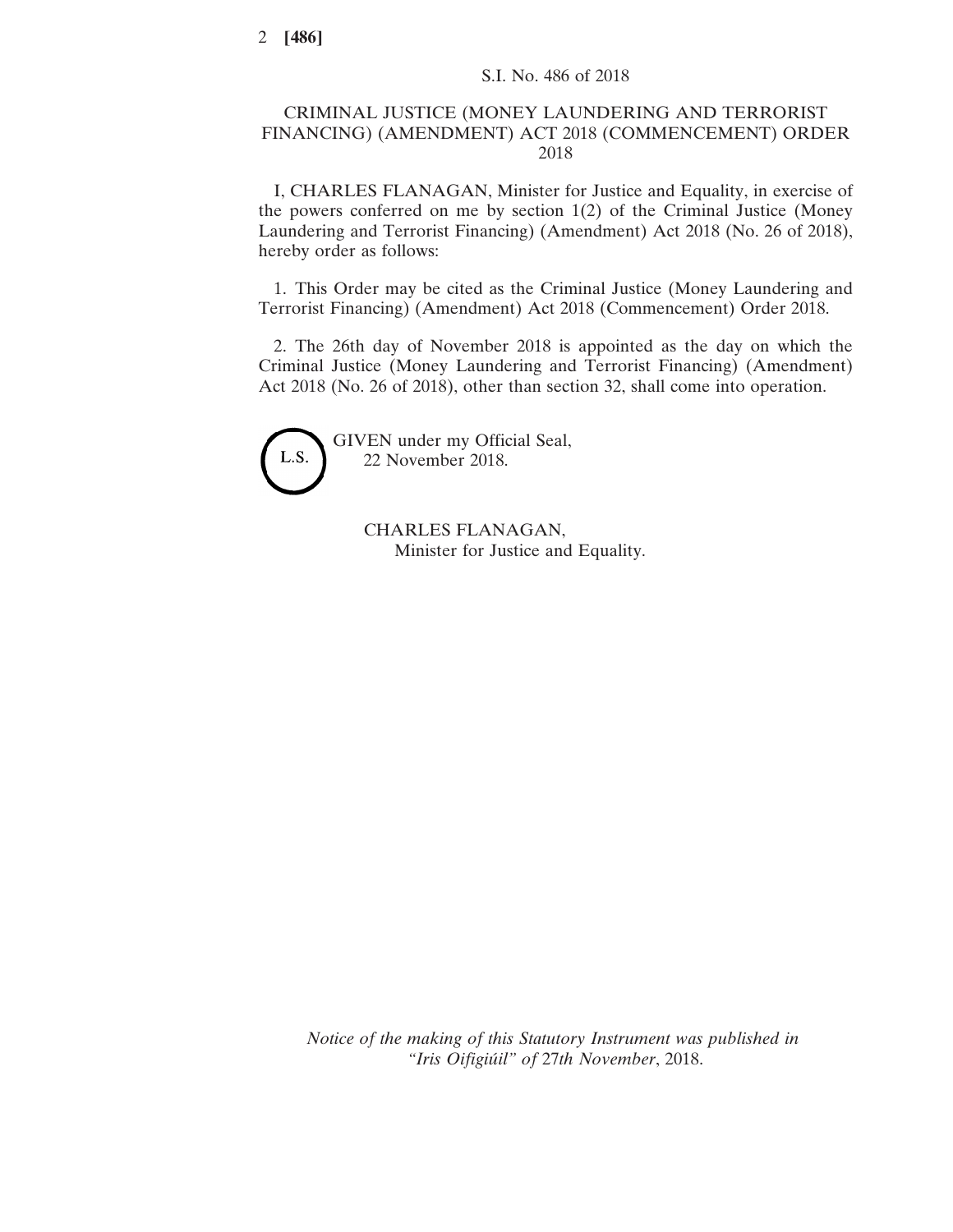S.I. No. 486 of 2018

# CRIMINAL JUSTICE (MONEY LAUNDERING AND TERRORIST FINANCING) (AMENDMENT) ACT 2018 (COMMENCEMENT) ORDER 2018

I, CHARLES FLANAGAN, Minister for Justice and Equality, in exercise of the powers conferred on me by section 1(2) of the Criminal Justice (Money Laundering and Terrorist Financing) (Amendment) Act 2018 (No. 26 of 2018), hereby order as follows:

1. This Order may be cited as the Criminal Justice (Money Laundering and Terrorist Financing) (Amendment) Act 2018 (Commencement) Order 2018.

2. The 26th day of November 2018 is appointed as the day on which the Criminal Justice (Money Laundering and Terrorist Financing) (Amendment) Act 2018 (No. 26 of 2018), other than section 32, shall come into operation.

L.S.

GIVEN under my Official Seal,
22 November 2018.

CHARLES FLANAGAN,
Minister for Justice and Equality.

*Notice of the making of this Statutory Instrument was published in "Iris Oifigiúil" of 27th November, 2018.*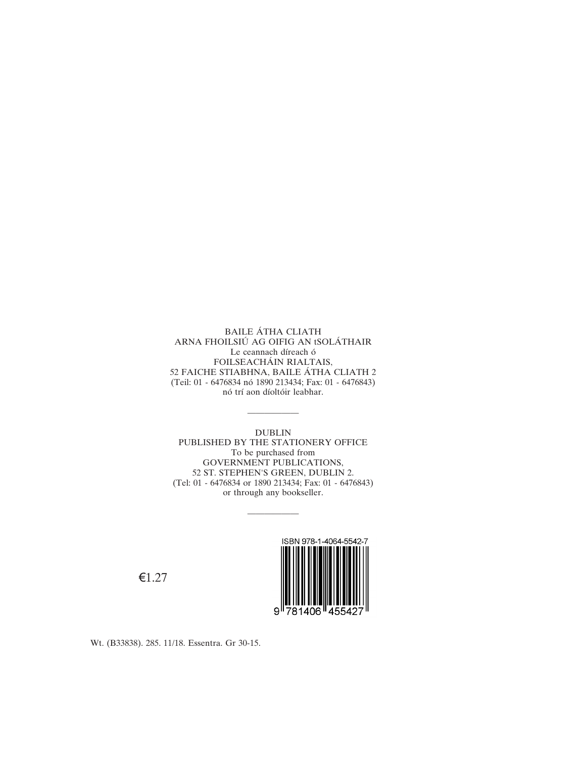BAILE ÁTHA CLIATH
ARNA FHOILSIÚ AG OIFIG AN tSOLÁTHAIR
Le ceannach díreach ó
FOILSEACHÁIN RIALTAIS,
52 FAICHE STIABHNA, BAILE ÁTHA CLIATH 2
(Teil: 01 - 6476834 nó 1890 213434; Fax: 01 - 6476843)
nó trí aon díoltóir leabhar.

---

DUBLIN
PUBLISHED BY THE STATIONERY OFFICE
To be purchased from
GOVERNMENT PUBLICATIONS,
52 ST. STEPHEN'S GREEN, DUBLIN 2.
(Tel: 01 - 6476834 or 1890 213434; Fax: 01 - 6476843)
or through any bookseller.

---

ISBN 978-1-4064-5542-7

9 781406 455427

€1.27

Wt. (B33838). 285. 11/18. Essentra. Gr 30-15.